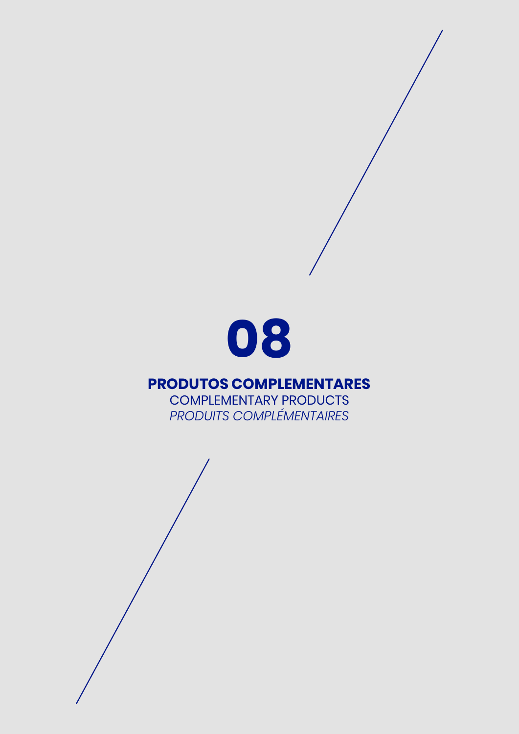# 08

**PRODUTOS COMPLEMENTARES**

COMPLEMENTARY PRODUCTS

*PRODUITS COMPLÉMENTAIRES*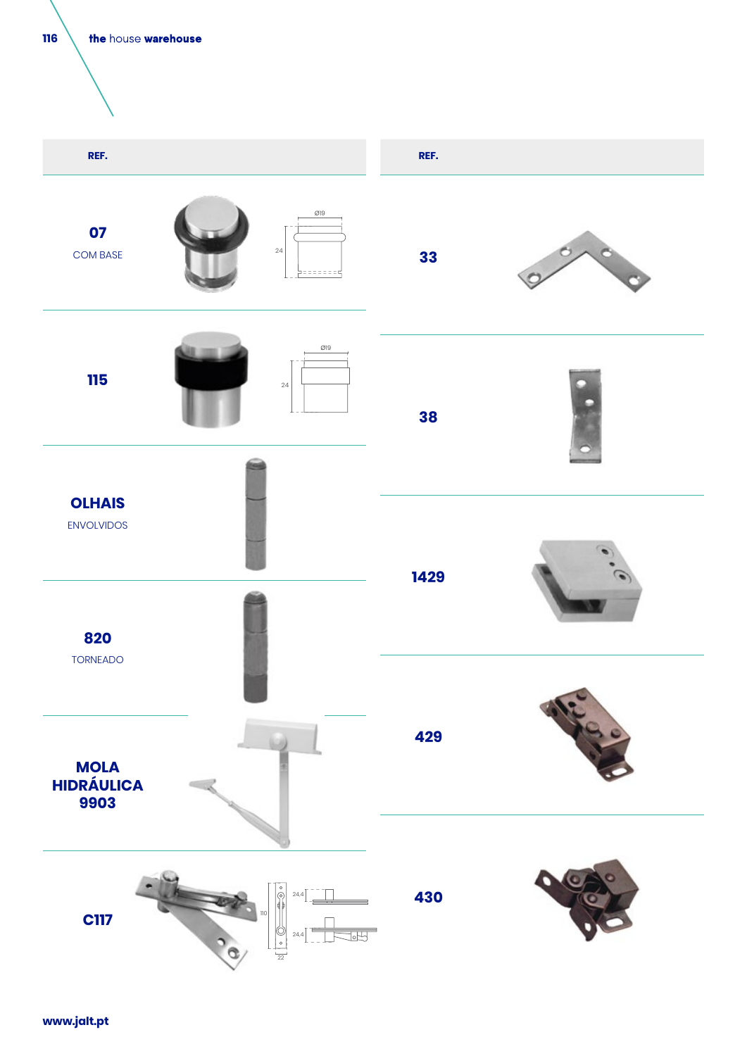| REF. | |
| --- | --- |
| **07** COM BASE | Ø19 24 |
| **115** | Ø19 24 |
| **OLHAIS** ENVOLVIDOS | |
| **820** TORNEADO | |
| **MOLA HIDRÁULICA 9903** | |
| **C117** | 24.4 110 24.4 22 |

| REF. | |
| --- | --- |
| **33** | |
| **38** | |
| **1429** | |
| **429** | |
| **430** | |

www.jalt.pt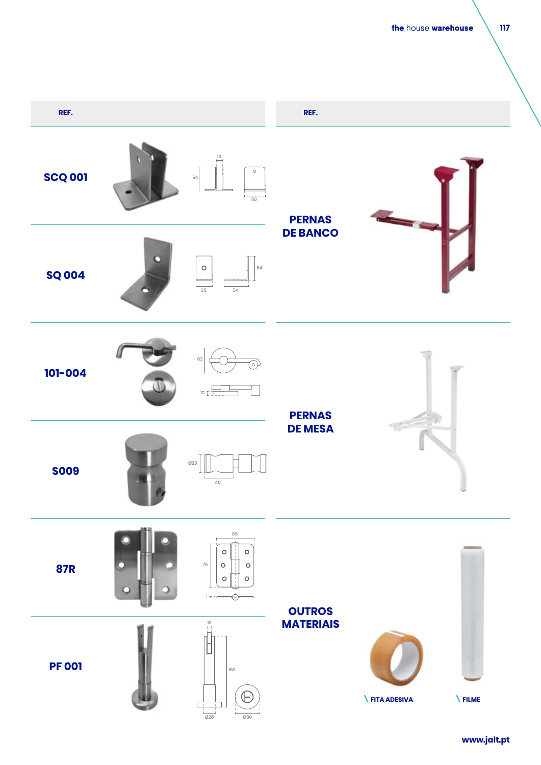| REF. | | |
|---|---|---|
| **SCQ 001** | | 13 / 54 / 50 |
| **SQ 004** | | 35 / 54 / 54 |
| **101-004** | | 63 / 10 |
| **S009** | | Ø25 / 40 |
| **87R** | | 65 / 75 |
| **PF 001** | | 13 / 162 / Ø28 / Ø60 |

| REF. | |
|---|---|
| **PERNAS DE BANCO** | |
| **PERNAS DE MESA** | |
| **OUTROS MATERIAIS** | FITA ADESIVA / FILME |

www.jalt.pt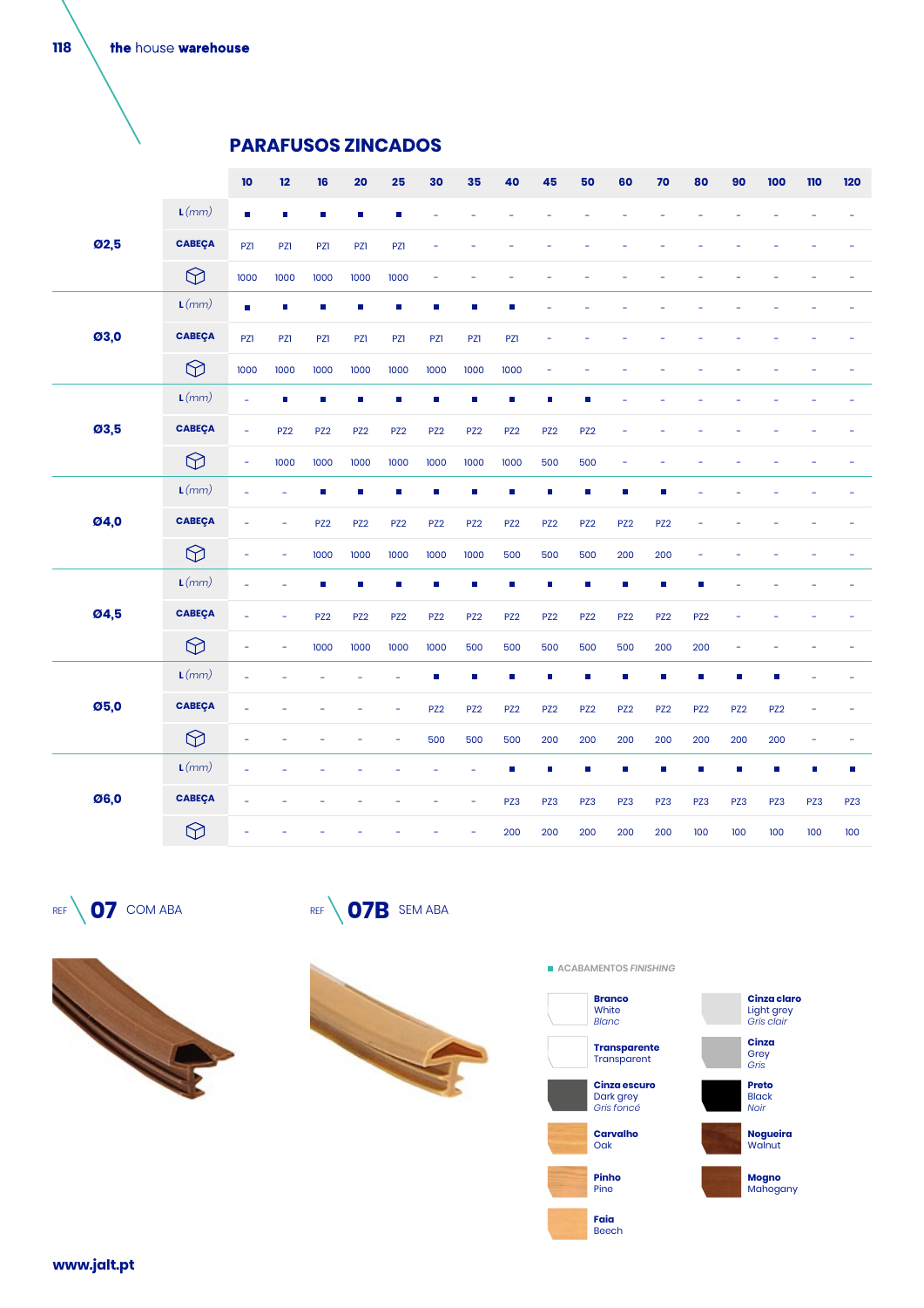## PARAFUSOS ZINCADOS

| | | 10 | 12 | 16 | 20 | 25 | 30 | 35 | 40 | 45 | 50 | 60 | 70 | 80 | 90 | 100 | 110 | 120 |
|---|---|---|---|---|---|---|---|---|---|---|---|---|---|---|---|---|---|---|
| Ø2,5 | L *(mm)* | ■ | ■ | ■ | ■ | ■ | - | - | - | - | - | - | - | - | - | - | - | - |
| | CABEÇA | PZ1 | PZ1 | PZ1 | PZ1 | PZ1 | - | - | - | - | - | - | - | - | - | - | - | - |
| | | 1000 | 1000 | 1000 | 1000 | 1000 | - | - | - | - | - | - | - | - | - | - | - | - |
| Ø3,0 | L *(mm)* | ■ | ■ | ■ | ■ | ■ | ■ | ■ | ■ | - | - | - | - | - | - | - | - | - |
| | CABEÇA | PZ1 | PZ1 | PZ1 | PZ1 | PZ1 | PZ1 | PZ1 | PZ1 | - | - | - | - | - | - | - | - | - |
| | | 1000 | 1000 | 1000 | 1000 | 1000 | 1000 | 1000 | 1000 | - | - | - | - | - | - | - | - | - |
| Ø3,5 | L *(mm)* | - | ■ | ■ | ■ | ■ | ■ | ■ | ■ | ■ | ■ | - | - | - | - | - | - | - |
| | CABEÇA | - | PZ2 | PZ2 | PZ2 | PZ2 | PZ2 | PZ2 | PZ2 | PZ2 | PZ2 | - | - | - | - | - | - | - |
| | | - | 1000 | 1000 | 1000 | 1000 | 1000 | 1000 | 1000 | 500 | 500 | - | - | - | - | - | - | - |
| Ø4,0 | L *(mm)* | - | - | ■ | ■ | ■ | ■ | ■ | ■ | ■ | ■ | ■ | ■ | - | - | - | - | - |
| | CABEÇA | - | - | PZ2 | PZ2 | PZ2 | PZ2 | PZ2 | PZ2 | PZ2 | PZ2 | PZ2 | PZ2 | - | - | - | - | - |
| | | - | - | 1000 | 1000 | 1000 | 1000 | 1000 | 500 | 500 | 500 | 200 | 200 | - | - | - | - | - |
| Ø4,5 | L *(mm)* | - | - | ■ | ■ | ■ | ■ | ■ | ■ | ■ | ■ | ■ | ■ | ■ | - | - | - | - |
| | CABEÇA | - | - | PZ2 | PZ2 | PZ2 | PZ2 | PZ2 | PZ2 | PZ2 | PZ2 | PZ2 | PZ2 | PZ2 | - | - | - | - |
| | | - | - | 1000 | 1000 | 1000 | 1000 | 500 | 500 | 500 | 500 | 500 | 200 | 200 | - | - | - | - |
| Ø5,0 | L *(mm)* | - | - | - | - | - | ■ | ■ | ■ | ■ | ■ | ■ | ■ | ■ | ■ | ■ | - | - |
| | CABEÇA | - | - | - | - | - | PZ2 | PZ2 | PZ2 | PZ2 | PZ2 | PZ2 | PZ2 | PZ2 | PZ2 | PZ2 | - | - |
| | | - | - | - | - | - | 500 | 500 | 500 | 200 | 200 | 200 | 200 | 200 | 200 | 200 | - | - |
| Ø6,0 | L *(mm)* | - | - | - | - | - | - | - | ■ | ■ | ■ | ■ | ■ | ■ | ■ | ■ | ■ | ■ |
| | CABEÇA | - | - | - | - | - | - | - | PZ3 | PZ3 | PZ3 | PZ3 | PZ3 | PZ3 | PZ3 | PZ3 | PZ3 | PZ3 |
| | | - | - | - | - | - | - | - | 200 | 200 | 200 | 200 | 200 | 100 | 100 | 100 | 100 | 100 |

REF **07** COM ABA

REF **07B** SEM ABA

**ACABAMENTOS** *FINISHING*

- **Branco** White *Blanc*
- **Cinza claro** Light grey *Gris clair*
- **Transparente** Transparent
- **Cinza** Grey *Gris*
- **Cinza escuro** Dark grey *Gris foncé*
- **Preto** Black *Noir*
- **Carvalho** Oak
- **Nogueira** Walnut
- **Pinho** Pine
- **Mogno** Mahogany
- **Faia** Beech

www.jalt.pt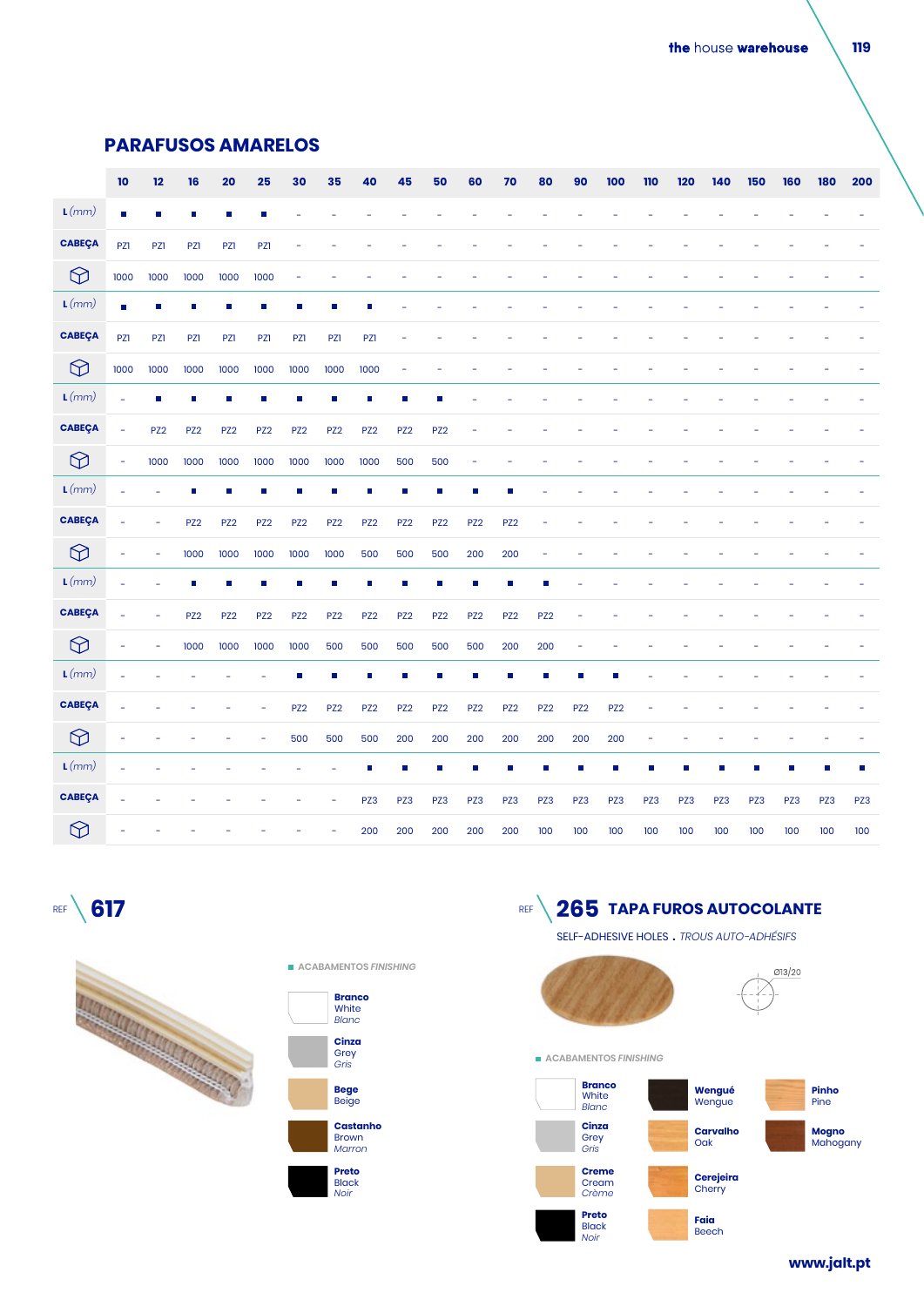## PARAFUSOS AMARELOS

| | 10 | 12 | 16 | 20 | 25 | 30 | 35 | 40 | 45 | 50 | 60 | 70 | 80 | 90 | 100 | 110 | 120 | 140 | 150 | 160 | 180 | 200 |
|---|---|---|---|---|---|---|---|---|---|---|---|---|---|---|---|---|---|---|---|---|---|---|
| L *(mm)* | ■ | ■ | ■ | ■ | ■ | - | - | - | - | - | - | - | - | - | - | - | - | - | - | - | - | - |
| CABEÇA | PZ1 | PZ1 | PZ1 | PZ1 | PZ1 | - | - | - | - | - | - | - | - | - | - | - | - | - | - | - | - | - |
| ⬡ | 1000 | 1000 | 1000 | 1000 | 1000 | - | - | - | - | - | - | - | - | - | - | - | - | - | - | - | - | - |
| L *(mm)* | ■ | ■ | ■ | ■ | ■ | ■ | ■ | ■ | - | - | - | - | - | - | - | - | - | - | - | - | - | - |
| CABEÇA | PZ1 | PZ1 | PZ1 | PZ1 | PZ1 | PZ1 | PZ1 | PZ1 | - | - | - | - | - | - | - | - | - | - | - | - | - | - |
| ⬡ | 1000 | 1000 | 1000 | 1000 | 1000 | 1000 | 1000 | 1000 | - | - | - | - | - | - | - | - | - | - | - | - | - | - |
| L *(mm)* | - | ■ | ■ | ■ | ■ | ■ | ■ | ■ | ■ | ■ | - | - | - | - | - | - | - | - | - | - | - | - |
| CABEÇA | - | PZ2 | PZ2 | PZ2 | PZ2 | PZ2 | PZ2 | PZ2 | PZ2 | PZ2 | - | - | - | - | - | - | - | - | - | - | - | - |
| ⬡ | - | 1000 | 1000 | 1000 | 1000 | 1000 | 1000 | 1000 | 500 | 500 | - | - | - | - | - | - | - | - | - | - | - | - |
| L *(mm)* | - | - | ■ | ■ | ■ | ■ | ■ | ■ | ■ | ■ | ■ | ■ | - | - | - | - | - | - | - | - | - | - |
| CABEÇA | - | - | PZ2 | PZ2 | PZ2 | PZ2 | PZ2 | PZ2 | PZ2 | PZ2 | PZ2 | PZ2 | - | - | - | - | - | - | - | - | - | - |
| ⬡ | - | - | 1000 | 1000 | 1000 | 1000 | 1000 | 500 | 500 | 500 | 200 | 200 | - | - | - | - | - | - | - | - | - | - |
| L *(mm)* | - | - | ■ | ■ | ■ | ■ | ■ | ■ | ■ | ■ | ■ | ■ | ■ | - | - | - | - | - | - | - | - | - |
| CABEÇA | - | - | PZ2 | PZ2 | PZ2 | PZ2 | PZ2 | PZ2 | PZ2 | PZ2 | PZ2 | PZ2 | PZ2 | - | - | - | - | - | - | - | - | - |
| ⬡ | - | - | 1000 | 1000 | 1000 | 1000 | 500 | 500 | 500 | 500 | 500 | 200 | 200 | - | - | - | - | - | - | - | - | - |
| L *(mm)* | - | - | - | - | - | ■ | ■ | ■ | ■ | ■ | ■ | ■ | ■ | ■ | ■ | - | - | - | - | - | - | - |
| CABEÇA | - | - | - | - | - | PZ2 | PZ2 | PZ2 | PZ2 | PZ2 | PZ2 | PZ2 | PZ2 | PZ2 | PZ2 | - | - | - | - | - | - | - |
| ⬡ | - | - | - | - | - | 500 | 500 | 500 | 200 | 200 | 200 | 200 | 200 | 200 | 200 | - | - | - | - | - | - | - |
| L *(mm)* | - | - | - | - | - | - | - | ■ | ■ | ■ | ■ | ■ | ■ | ■ | ■ | ■ | ■ | ■ | ■ | ■ | ■ | ■ |
| CABEÇA | - | - | - | - | - | - | - | PZ3 | PZ3 | PZ3 | PZ3 | PZ3 | PZ3 | PZ3 | PZ3 | PZ3 | PZ3 | PZ3 | PZ3 | PZ3 | PZ3 | PZ3 |
| ⬡ | - | - | - | - | - | - | - | 200 | 200 | 200 | 200 | 200 | 100 | 100 | 100 | 100 | 100 | 100 | 100 | 100 | 100 | 100 |

REF **617**

■ ACABAMENTOS *FINISHING*

- **Branco** White *Blanc*
- **Cinza** Grey *Gris*
- **Bege** Beige
- **Castanho** Brown *Marron*
- **Preto** Black *Noir*

REF **265 TAPA FUROS AUTOCOLANTE**

SELF-ADHESIVE HOLES . *TROUS AUTO-ADHÉSIFS*

Ø13/20

■ ACABAMENTOS *FINISHING*

- **Branco** White *Blanc*
- **Cinza** Grey *Gris*
- **Creme** Cream *Crème*
- **Preto** Black *Noir*
- **Wengué** Wengue
- **Carvalho** Oak
- **Cerejeira** Cherry
- **Faia** Beech
- **Pinho** Pine
- **Mogno** Mahogany

www.jalt.pt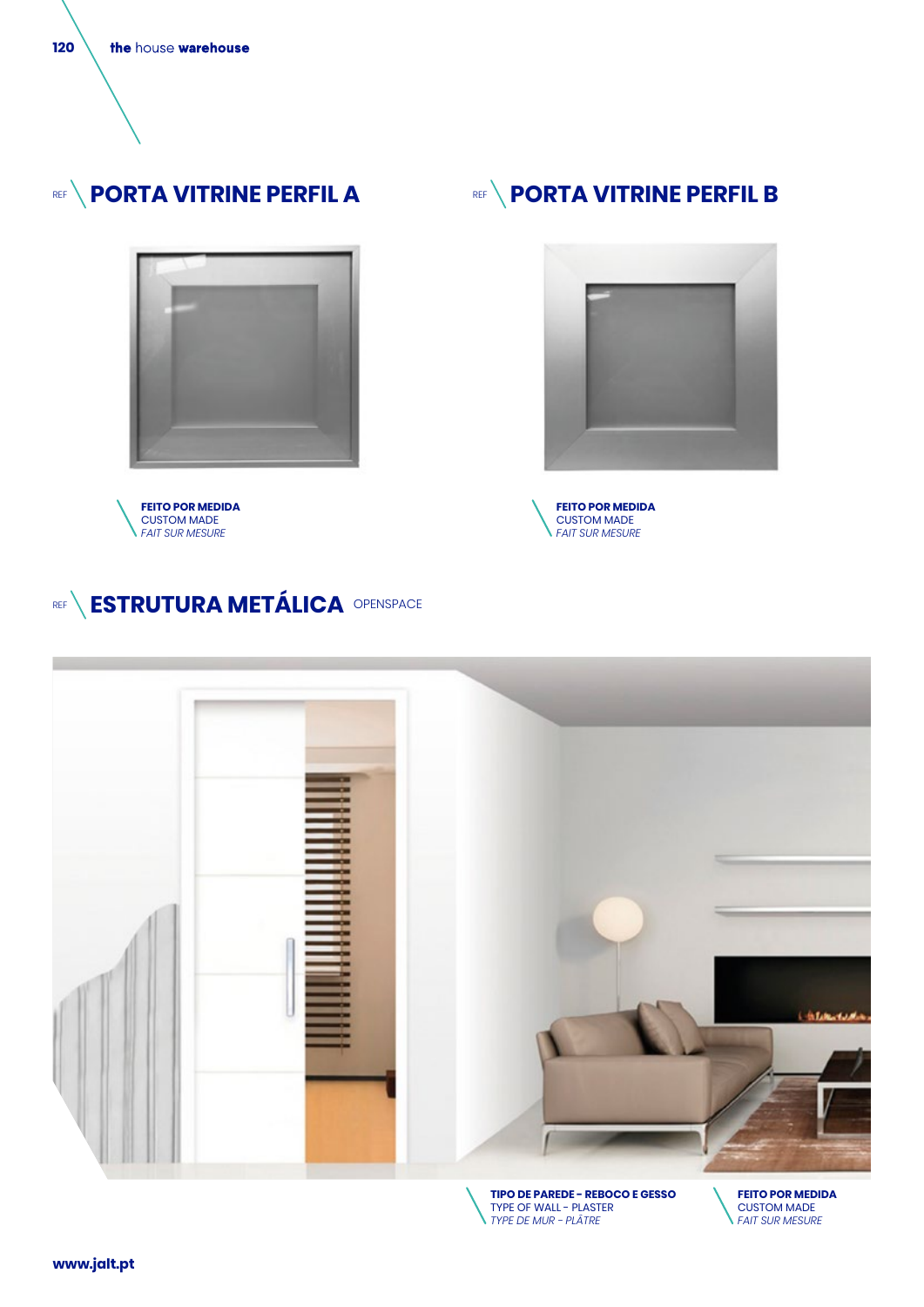REF

## PORTA VITRINE PERFIL A

**FEITO POR MEDIDA**
CUSTOM MADE
*FAIT SUR MESURE*

REF

## PORTA VITRINE PERFIL B

**FEITO POR MEDIDA**
CUSTOM MADE
*FAIT SUR MESURE*

REF

## ESTRUTURA METÁLICA OPENSPACE

**TIPO DE PAREDE - REBOCO E GESSO**
TYPE OF WALL - PLASTER
*TYPE DE MUR - PLÂTRE*

**FEITO POR MEDIDA**
CUSTOM MADE
*FAIT SUR MESURE*